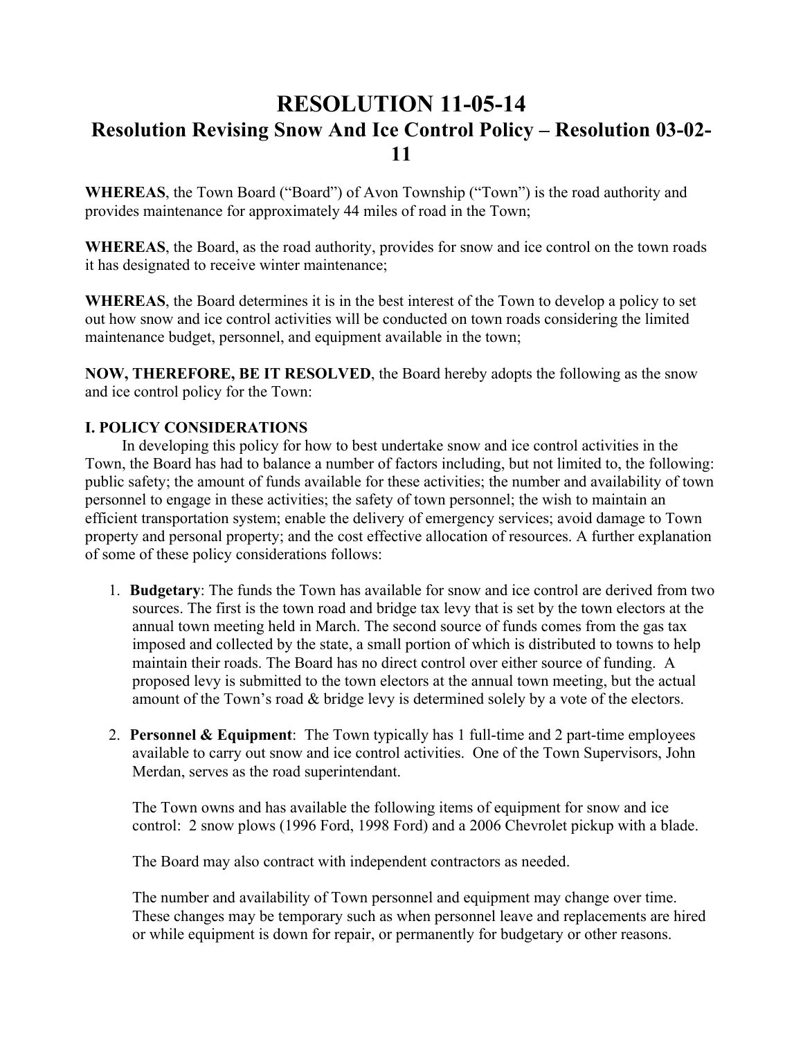# RESOLUTION 11-05-14

## Resolution Revising Snow And Ice Control Policy – Resolution 03-02-11

**WHEREAS**, the Town Board ("Board") of Avon Township ("Town") is the road authority and provides maintenance for approximately 44 miles of road in the Town;

**WHEREAS**, the Board, as the road authority, provides for snow and ice control on the town roads it has designated to receive winter maintenance;

**WHEREAS**, the Board determines it is in the best interest of the Town to develop a policy to set out how snow and ice control activities will be conducted on town roads considering the limited maintenance budget, personnel, and equipment available in the town;

**NOW, THEREFORE, BE IT RESOLVED**, the Board hereby adopts the following as the snow and ice control policy for the Town:

### I. POLICY CONSIDERATIONS

In developing this policy for how to best undertake snow and ice control activities in the Town, the Board has had to balance a number of factors including, but not limited to, the following: public safety; the amount of funds available for these activities; the number and availability of town personnel to engage in these activities; the safety of town personnel; the wish to maintain an efficient transportation system; enable the delivery of emergency services; avoid damage to Town property and personal property; and the cost effective allocation of resources. A further explanation of some of these policy considerations follows:

1. **Budgetary**: The funds the Town has available for snow and ice control are derived from two sources. The first is the town road and bridge tax levy that is set by the town electors at the annual town meeting held in March. The second source of funds comes from the gas tax imposed and collected by the state, a small portion of which is distributed to towns to help maintain their roads. The Board has no direct control over either source of funding. A proposed levy is submitted to the town electors at the annual town meeting, but the actual amount of the Town's road & bridge levy is determined solely by a vote of the electors.

2. **Personnel & Equipment**: The Town typically has 1 full-time and 2 part-time employees available to carry out snow and ice control activities. One of the Town Supervisors, John Merdan, serves as the road superintendant.

   The Town owns and has available the following items of equipment for snow and ice control: 2 snow plows (1996 Ford, 1998 Ford) and a 2006 Chevrolet pickup with a blade.

   The Board may also contract with independent contractors as needed.

   The number and availability of Town personnel and equipment may change over time. These changes may be temporary such as when personnel leave and replacements are hired or while equipment is down for repair, or permanently for budgetary or other reasons.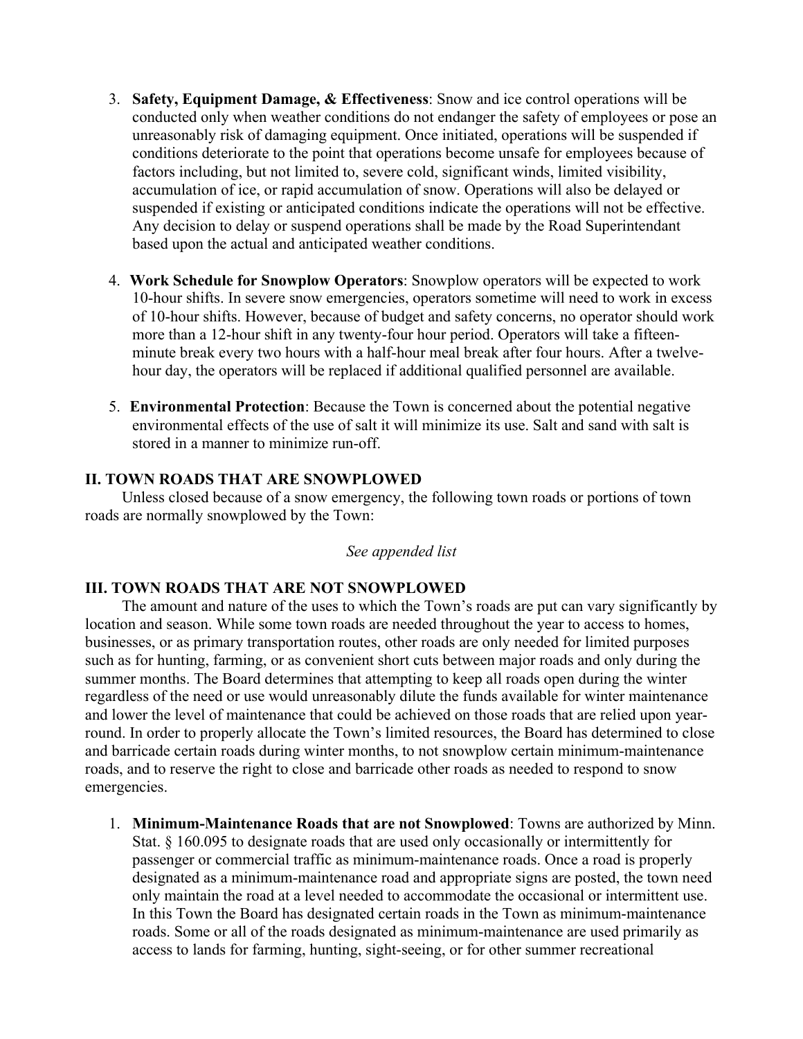3. **Safety, Equipment Damage, & Effectiveness**: Snow and ice control operations will be conducted only when weather conditions do not endanger the safety of employees or pose an unreasonably risk of damaging equipment. Once initiated, operations will be suspended if conditions deteriorate to the point that operations become unsafe for employees because of factors including, but not limited to, severe cold, significant winds, limited visibility, accumulation of ice, or rapid accumulation of snow. Operations will also be delayed or suspended if existing or anticipated conditions indicate the operations will not be effective. Any decision to delay or suspend operations shall be made by the Road Superintendant based upon the actual and anticipated weather conditions.

4. **Work Schedule for Snowplow Operators**: Snowplow operators will be expected to work 10-hour shifts. In severe snow emergencies, operators sometime will need to work in excess of 10-hour shifts. However, because of budget and safety concerns, no operator should work more than a 12-hour shift in any twenty-four hour period. Operators will take a fifteen-minute break every two hours with a half-hour meal break after four hours. After a twelve-hour day, the operators will be replaced if additional qualified personnel are available.

5. **Environmental Protection**: Because the Town is concerned about the potential negative environmental effects of the use of salt it will minimize its use. Salt and sand with salt is stored in a manner to minimize run-off.

## II. TOWN ROADS THAT ARE SNOWPLOWED

Unless closed because of a snow emergency, the following town roads or portions of town roads are normally snowplowed by the Town:

*See appended list*

## III. TOWN ROADS THAT ARE NOT SNOWPLOWED

The amount and nature of the uses to which the Town's roads are put can vary significantly by location and season. While some town roads are needed throughout the year to access to homes, businesses, or as primary transportation routes, other roads are only needed for limited purposes such as for hunting, farming, or as convenient short cuts between major roads and only during the summer months. The Board determines that attempting to keep all roads open during the winter regardless of the need or use would unreasonably dilute the funds available for winter maintenance and lower the level of maintenance that could be achieved on those roads that are relied upon year-round. In order to properly allocate the Town's limited resources, the Board has determined to close and barricade certain roads during winter months, to not snowplow certain minimum-maintenance roads, and to reserve the right to close and barricade other roads as needed to respond to snow emergencies.

1. **Minimum-Maintenance Roads that are not Snowplowed**: Towns are authorized by Minn. Stat. § 160.095 to designate roads that are used only occasionally or intermittently for passenger or commercial traffic as minimum-maintenance roads. Once a road is properly designated as a minimum-maintenance road and appropriate signs are posted, the town need only maintain the road at a level needed to accommodate the occasional or intermittent use. In this Town the Board has designated certain roads in the Town as minimum-maintenance roads. Some or all of the roads designated as minimum-maintenance are used primarily as access to lands for farming, hunting, sight-seeing, or for other summer recreational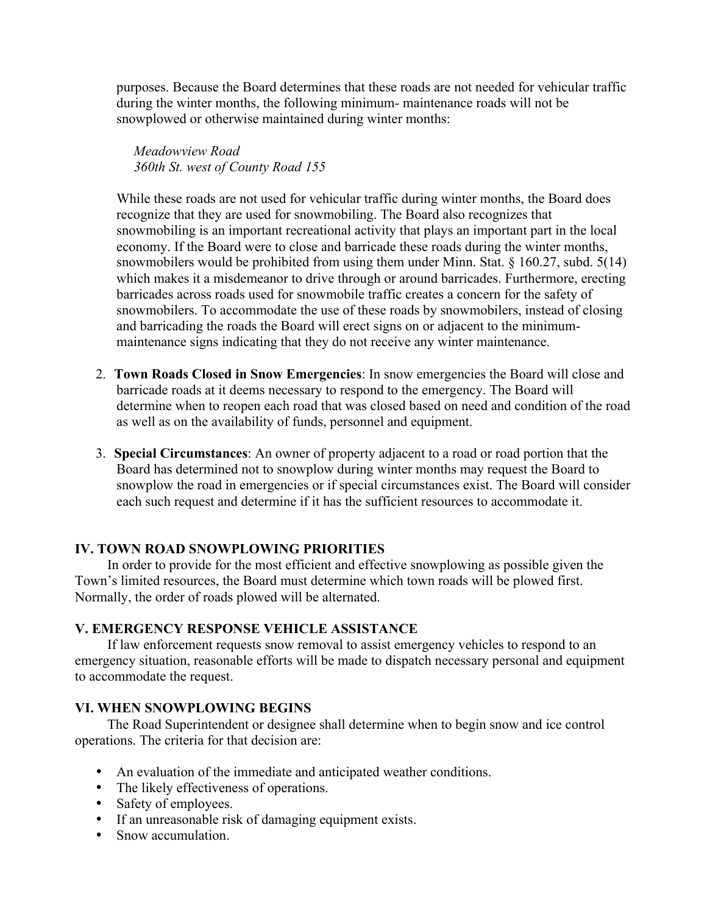purposes. Because the Board determines that these roads are not needed for vehicular traffic during the winter months, the following minimum- maintenance roads will not be snowplowed or otherwise maintained during winter months:

*Meadowview Road*  
*360th St. west of County Road 155*

While these roads are not used for vehicular traffic during winter months, the Board does recognize that they are used for snowmobiling. The Board also recognizes that snowmobiling is an important recreational activity that plays an important part in the local economy. If the Board were to close and barricade these roads during the winter months, snowmobilers would be prohibited from using them under Minn. Stat. § 160.27, subd. 5(14) which makes it a misdemeanor to drive through or around barricades. Furthermore, erecting barricades across roads used for snowmobile traffic creates a concern for the safety of snowmobilers. To accommodate the use of these roads by snowmobilers, instead of closing and barricading the roads the Board will erect signs on or adjacent to the minimum-maintenance signs indicating that they do not receive any winter maintenance.

2. **Town Roads Closed in Snow Emergencies**: In snow emergencies the Board will close and barricade roads at it deems necessary to respond to the emergency. The Board will determine when to reopen each road that was closed based on need and condition of the road as well as on the availability of funds, personnel and equipment.

3. **Special Circumstances**: An owner of property adjacent to a road or road portion that the Board has determined not to snowplow during winter months may request the Board to snowplow the road in emergencies or if special circumstances exist. The Board will consider each such request and determine if it has the sufficient resources to accommodate it.

## IV. TOWN ROAD SNOWPLOWING PRIORITIES

In order to provide for the most efficient and effective snowplowing as possible given the Town's limited resources, the Board must determine which town roads will be plowed first. Normally, the order of roads plowed will be alternated.

## V. EMERGENCY RESPONSE VEHICLE ASSISTANCE

If law enforcement requests snow removal to assist emergency vehicles to respond to an emergency situation, reasonable efforts will be made to dispatch necessary personal and equipment to accommodate the request.

## VI. WHEN SNOWPLOWING BEGINS

The Road Superintendent or designee shall determine when to begin snow and ice control operations. The criteria for that decision are:

- An evaluation of the immediate and anticipated weather conditions.
- The likely effectiveness of operations.
- Safety of employees.
- If an unreasonable risk of damaging equipment exists.
- Snow accumulation.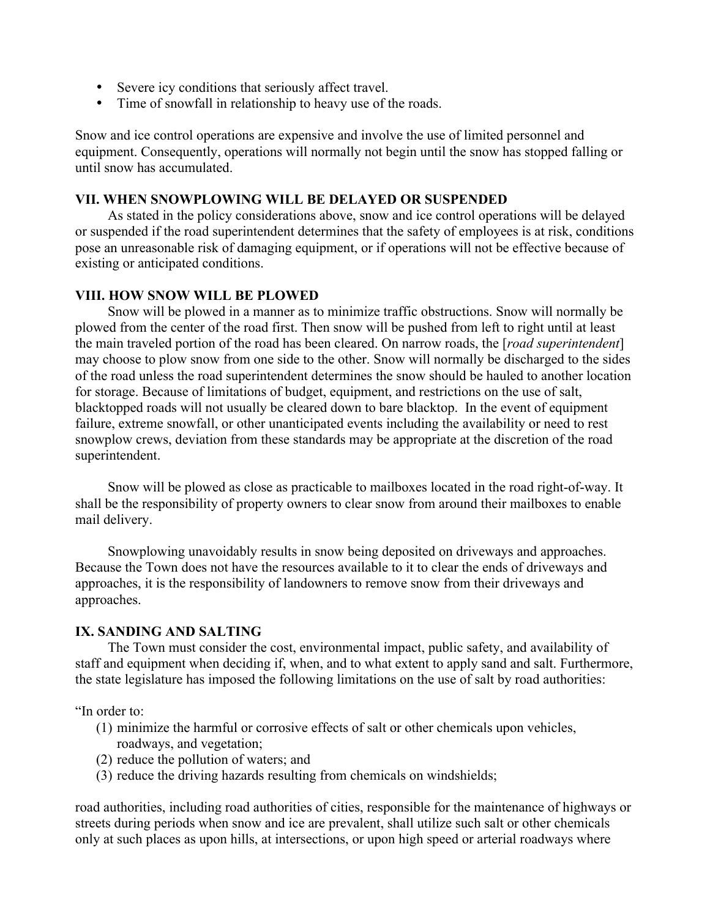- Severe icy conditions that seriously affect travel.
- Time of snowfall in relationship to heavy use of the roads.

Snow and ice control operations are expensive and involve the use of limited personnel and equipment. Consequently, operations will normally not begin until the snow has stopped falling or until snow has accumulated.

### VII. WHEN SNOWPLOWING WILL BE DELAYED OR SUSPENDED

As stated in the policy considerations above, snow and ice control operations will be delayed or suspended if the road superintendent determines that the safety of employees is at risk, conditions pose an unreasonable risk of damaging equipment, or if operations will not be effective because of existing or anticipated conditions.

### VIII. HOW SNOW WILL BE PLOWED

Snow will be plowed in a manner as to minimize traffic obstructions. Snow will normally be plowed from the center of the road first. Then snow will be pushed from left to right until at least the main traveled portion of the road has been cleared. On narrow roads, the [*road superintendent*] may choose to plow snow from one side to the other. Snow will normally be discharged to the sides of the road unless the road superintendent determines the snow should be hauled to another location for storage. Because of limitations of budget, equipment, and restrictions on the use of salt, blacktopped roads will not usually be cleared down to bare blacktop. In the event of equipment failure, extreme snowfall, or other unanticipated events including the availability or need to rest snowplow crews, deviation from these standards may be appropriate at the discretion of the road superintendent.

Snow will be plowed as close as practicable to mailboxes located in the road right-of-way. It shall be the responsibility of property owners to clear snow from around their mailboxes to enable mail delivery.

Snowplowing unavoidably results in snow being deposited on driveways and approaches. Because the Town does not have the resources available to it to clear the ends of driveways and approaches, it is the responsibility of landowners to remove snow from their driveways and approaches.

### IX. SANDING AND SALTING

The Town must consider the cost, environmental impact, public safety, and availability of staff and equipment when deciding if, when, and to what extent to apply sand and salt. Furthermore, the state legislature has imposed the following limitations on the use of salt by road authorities:

"In order to:

(1) minimize the harmful or corrosive effects of salt or other chemicals upon vehicles, roadways, and vegetation;
(2) reduce the pollution of waters; and
(3) reduce the driving hazards resulting from chemicals on windshields;

road authorities, including road authorities of cities, responsible for the maintenance of highways or streets during periods when snow and ice are prevalent, shall utilize such salt or other chemicals only at such places as upon hills, at intersections, or upon high speed or arterial roadways where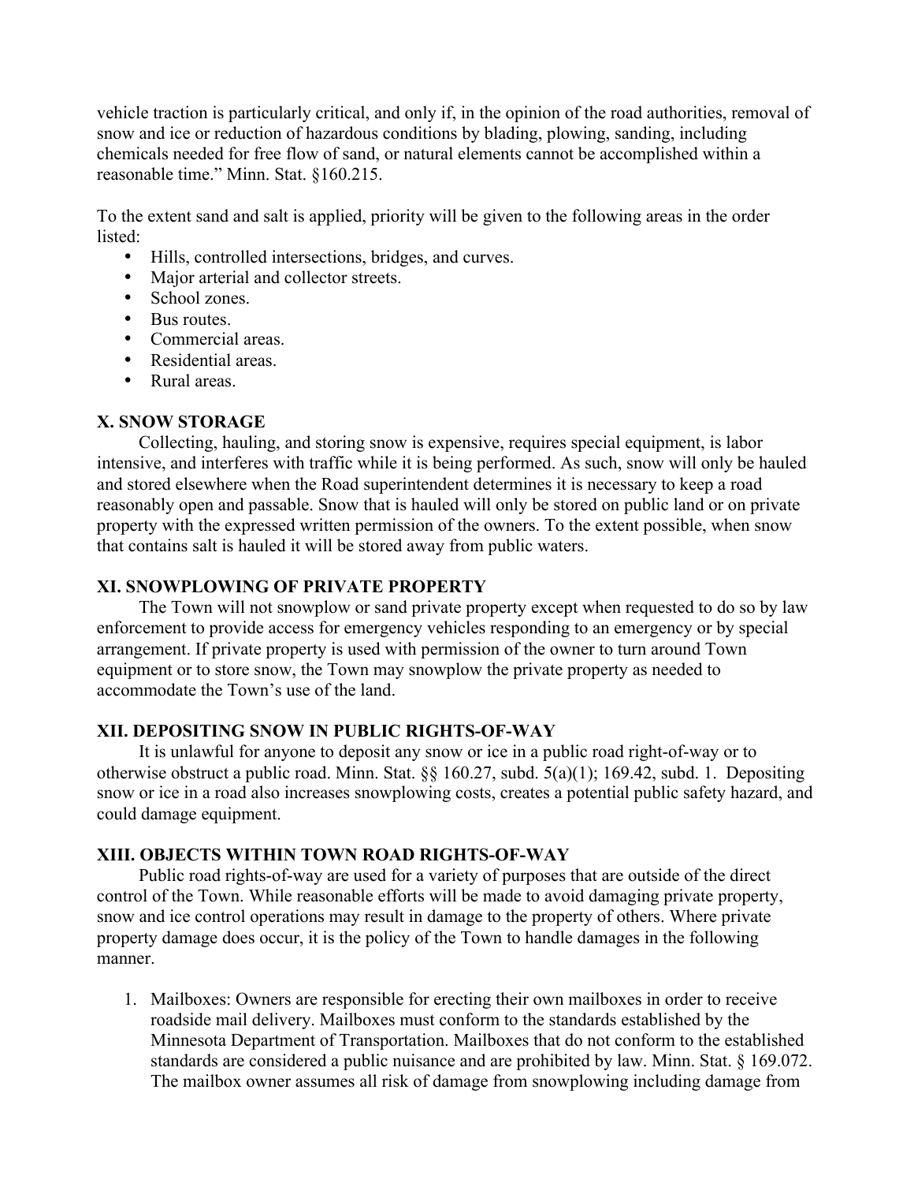vehicle traction is particularly critical, and only if, in the opinion of the road authorities, removal of snow and ice or reduction of hazardous conditions by blading, plowing, sanding, including chemicals needed for free flow of sand, or natural elements cannot be accomplished within a reasonable time." Minn. Stat. §160.215.

To the extent sand and salt is applied, priority will be given to the following areas in the order listed:

- Hills, controlled intersections, bridges, and curves.
- Major arterial and collector streets.
- School zones.
- Bus routes.
- Commercial areas.
- Residential areas.
- Rural areas.

### X. SNOW STORAGE

Collecting, hauling, and storing snow is expensive, requires special equipment, is labor intensive, and interferes with traffic while it is being performed. As such, snow will only be hauled and stored elsewhere when the Road superintendent determines it is necessary to keep a road reasonably open and passable. Snow that is hauled will only be stored on public land or on private property with the expressed written permission of the owners. To the extent possible, when snow that contains salt is hauled it will be stored away from public waters.

### XI. SNOWPLOWING OF PRIVATE PROPERTY

The Town will not snowplow or sand private property except when requested to do so by law enforcement to provide access for emergency vehicles responding to an emergency or by special arrangement. If private property is used with permission of the owner to turn around Town equipment or to store snow, the Town may snowplow the private property as needed to accommodate the Town's use of the land.

### XII. DEPOSITING SNOW IN PUBLIC RIGHTS-OF-WAY

It is unlawful for anyone to deposit any snow or ice in a public road right-of-way or to otherwise obstruct a public road. Minn. Stat. §§ 160.27, subd. 5(a)(1); 169.42, subd. 1. Depositing snow or ice in a road also increases snowplowing costs, creates a potential public safety hazard, and could damage equipment.

### XIII. OBJECTS WITHIN TOWN ROAD RIGHTS-OF-WAY

Public road rights-of-way are used for a variety of purposes that are outside of the direct control of the Town. While reasonable efforts will be made to avoid damaging private property, snow and ice control operations may result in damage to the property of others. Where private property damage does occur, it is the policy of the Town to handle damages in the following manner.

1. Mailboxes: Owners are responsible for erecting their own mailboxes in order to receive roadside mail delivery. Mailboxes must conform to the standards established by the Minnesota Department of Transportation. Mailboxes that do not conform to the established standards are considered a public nuisance and are prohibited by law. Minn. Stat. § 169.072. The mailbox owner assumes all risk of damage from snowplowing including damage from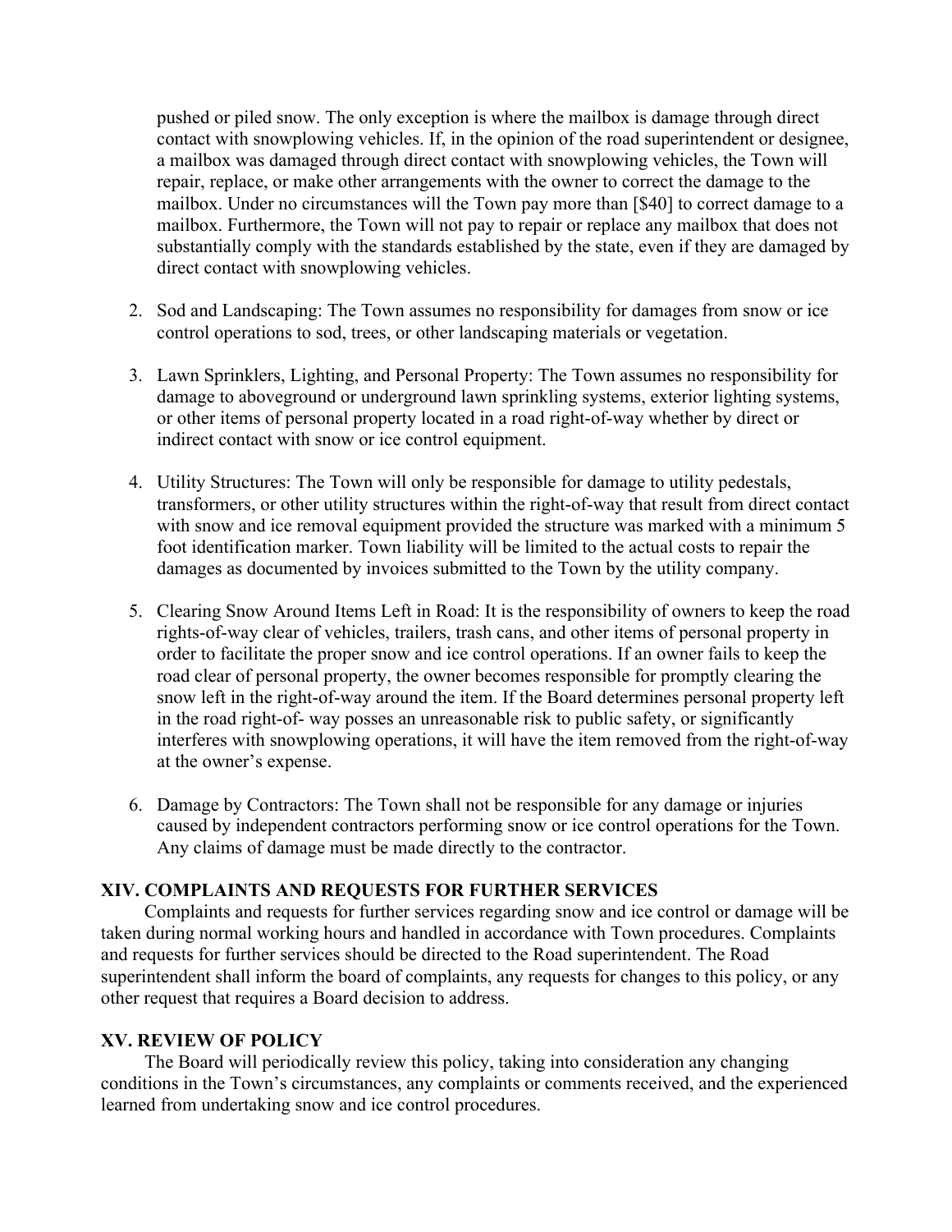pushed or piled snow. The only exception is where the mailbox is damage through direct contact with snowplowing vehicles. If, in the opinion of the road superintendent or designee, a mailbox was damaged through direct contact with snowplowing vehicles, the Town will repair, replace, or make other arrangements with the owner to correct the damage to the mailbox. Under no circumstances will the Town pay more than [$40] to correct damage to a mailbox. Furthermore, the Town will not pay to repair or replace any mailbox that does not substantially comply with the standards established by the state, even if they are damaged by direct contact with snowplowing vehicles.

2. Sod and Landscaping: The Town assumes no responsibility for damages from snow or ice control operations to sod, trees, or other landscaping materials or vegetation.

3. Lawn Sprinklers, Lighting, and Personal Property: The Town assumes no responsibility for damage to aboveground or underground lawn sprinkling systems, exterior lighting systems, or other items of personal property located in a road right-of-way whether by direct or indirect contact with snow or ice control equipment.

4. Utility Structures: The Town will only be responsible for damage to utility pedestals, transformers, or other utility structures within the right-of-way that result from direct contact with snow and ice removal equipment provided the structure was marked with a minimum 5 foot identification marker. Town liability will be limited to the actual costs to repair the damages as documented by invoices submitted to the Town by the utility company.

5. Clearing Snow Around Items Left in Road: It is the responsibility of owners to keep the road rights-of-way clear of vehicles, trailers, trash cans, and other items of personal property in order to facilitate the proper snow and ice control operations. If an owner fails to keep the road clear of personal property, the owner becomes responsible for promptly clearing the snow left in the right-of-way around the item. If the Board determines personal property left in the road right-of- way posses an unreasonable risk to public safety, or significantly interferes with snowplowing operations, it will have the item removed from the right-of-way at the owner's expense.

6. Damage by Contractors: The Town shall not be responsible for any damage or injuries caused by independent contractors performing snow or ice control operations for the Town. Any claims of damage must be made directly to the contractor.

## XIV. COMPLAINTS AND REQUESTS FOR FURTHER SERVICES

Complaints and requests for further services regarding snow and ice control or damage will be taken during normal working hours and handled in accordance with Town procedures. Complaints and requests for further services should be directed to the Road superintendent. The Road superintendent shall inform the board of complaints, any requests for changes to this policy, or any other request that requires a Board decision to address.

## XV. REVIEW OF POLICY

The Board will periodically review this policy, taking into consideration any changing conditions in the Town's circumstances, any complaints or comments received, and the experienced learned from undertaking snow and ice control procedures.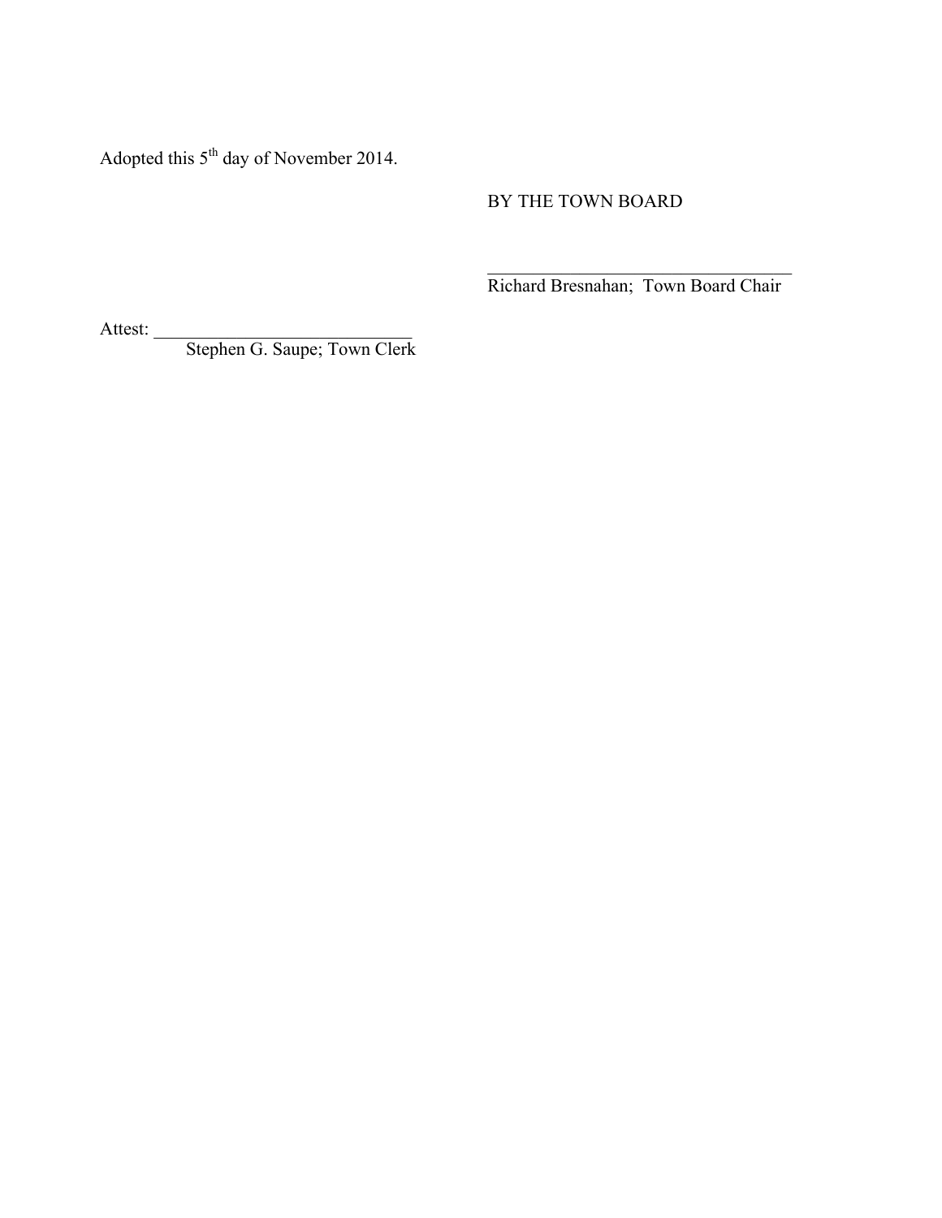Adopted this 5th day of November 2014.

BY THE TOWN BOARD

\_\_\_\_\_\_\_\_\_\_\_\_\_\_\_\_\_\_\_\_\_\_\_\_\_\_\_\_\_\_\_\_\_\_

Richard Bresnahan; Town Board Chair

Attest: \_\_\_\_\_\_\_\_\_\_\_\_\_\_\_\_\_\_\_\_\_\_\_\_\_\_\_\_\_

Stephen G. Saupe; Town Clerk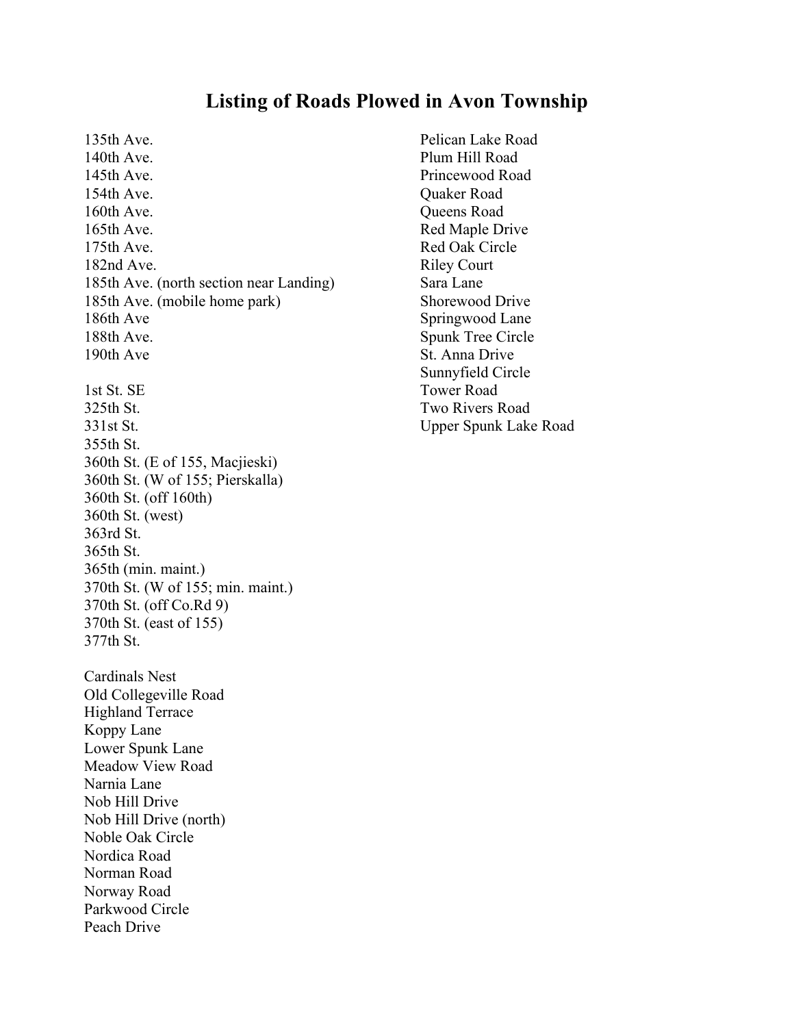# Listing of Roads Plowed in Avon Township

135th Ave.
140th Ave.
145th Ave.
154th Ave.
160th Ave.
165th Ave.
175th Ave.
182nd Ave.
185th Ave. (north section near Landing)
185th Ave. (mobile home park)
186th Ave
188th Ave.
190th Ave

1st St. SE
325th St.
331st St.
355th St.
360th St. (E of 155, Macjieski)
360th St. (W of 155; Pierskalla)
360th St. (off 160th)
360th St. (west)
363rd St.
365th St.
365th (min. maint.)
370th St. (W of 155; min. maint.)
370th St. (off Co.Rd 9)
370th St. (east of 155)
377th St.

Cardinals Nest
Old Collegeville Road
Highland Terrace
Koppy Lane
Lower Spunk Lane
Meadow View Road
Narnia Lane
Nob Hill Drive
Nob Hill Drive (north)
Noble Oak Circle
Nordica Road
Norman Road
Norway Road
Parkwood Circle
Peach Drive
Pelican Lake Road
Plum Hill Road
Princewood Road
Quaker Road
Queens Road
Red Maple Drive
Red Oak Circle
Riley Court
Sara Lane
Shorewood Drive
Springwood Lane
Spunk Tree Circle
St. Anna Drive
Sunnyfield Circle
Tower Road
Two Rivers Road
Upper Spunk Lake Road